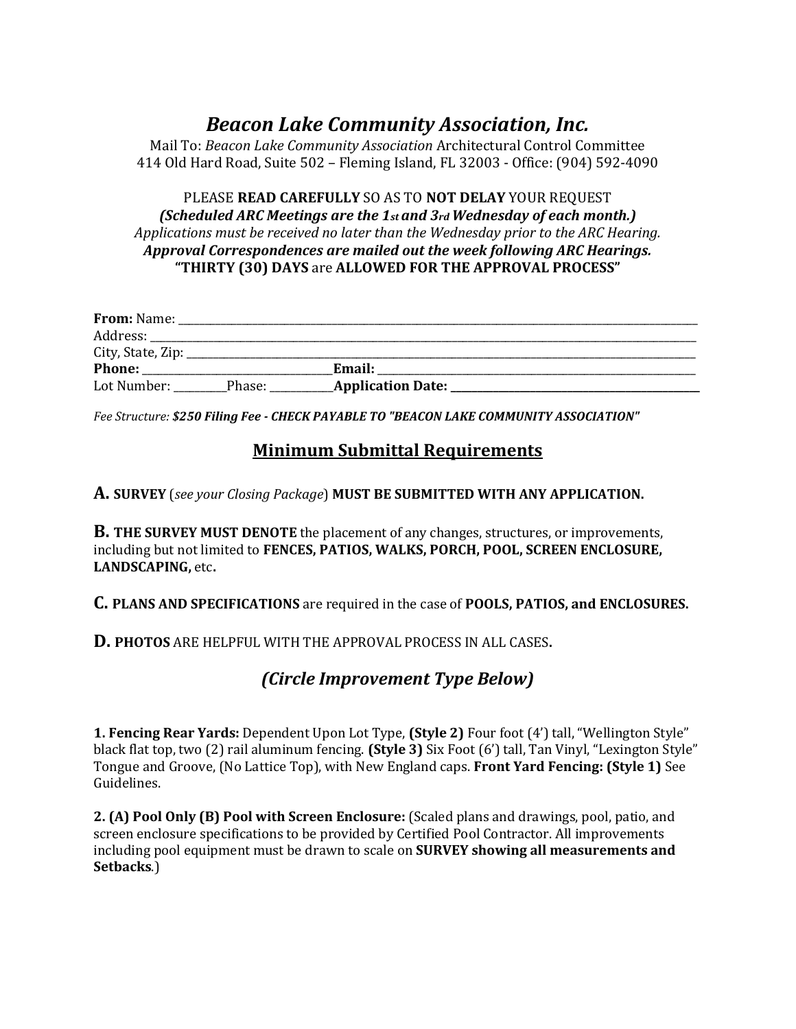# *Beacon Lake Community Association, Inc.*

Mail To: *Beacon Lake Community Association* Architectural Control Committee
414 Old Hard Road, Suite 502 – Fleming Island, FL 32003 - Office: (904) 592-4090

PLEASE **READ CAREFULLY** SO AS TO **NOT DELAY** YOUR REQUEST
***(Scheduled ARC Meetings are the 1st and 3rd Wednesday of each month.)***
*Applications must be received no later than the Wednesday prior to the ARC Hearing.*
***Approval Correspondences are mailed out the week following ARC Hearings.***
**"THIRTY (30) DAYS** are **ALLOWED FOR THE APPROVAL PROCESS"**

**From:** Name: ____________________________________________
Address: ____________________________________________
City, State, Zip: ____________________________________________
**Phone:** ____________________ **Email:** ____________________
Lot Number: _________ Phase: ___________ **Application Date:** ____________________

*Fee Structure:* ***$250 Filing Fee - CHECK PAYABLE TO "BEACON LAKE COMMUNITY ASSOCIATION"***

## Minimum Submittal Requirements

**A. SURVEY** (*see your Closing Package*) **MUST BE SUBMITTED WITH ANY APPLICATION.**

**B. THE SURVEY MUST DENOTE** the placement of any changes, structures, or improvements, including but not limited to **FENCES, PATIOS, WALKS, PORCH, POOL, SCREEN ENCLOSURE, LANDSCAPING,** etc**.**

**C. PLANS AND SPECIFICATIONS** are required in the case of **POOLS, PATIOS, and ENCLOSURES.**

**D. PHOTOS** ARE HELPFUL WITH THE APPROVAL PROCESS IN ALL CASES**.**

## *(Circle Improvement Type Below)*

**1. Fencing Rear Yards:** Dependent Upon Lot Type, **(Style 2)** Four foot (4') tall, "Wellington Style" black flat top, two (2) rail aluminum fencing. **(Style 3)** Six Foot (6') tall, Tan Vinyl, "Lexington Style" Tongue and Groove, (No Lattice Top), with New England caps. **Front Yard Fencing: (Style 1)** See Guidelines.

**2. (A) Pool Only (B) Pool with Screen Enclosure:** (Scaled plans and drawings, pool, patio, and screen enclosure specifications to be provided by Certified Pool Contractor. All improvements including pool equipment must be drawn to scale on **SURVEY showing all measurements and Setbacks**.)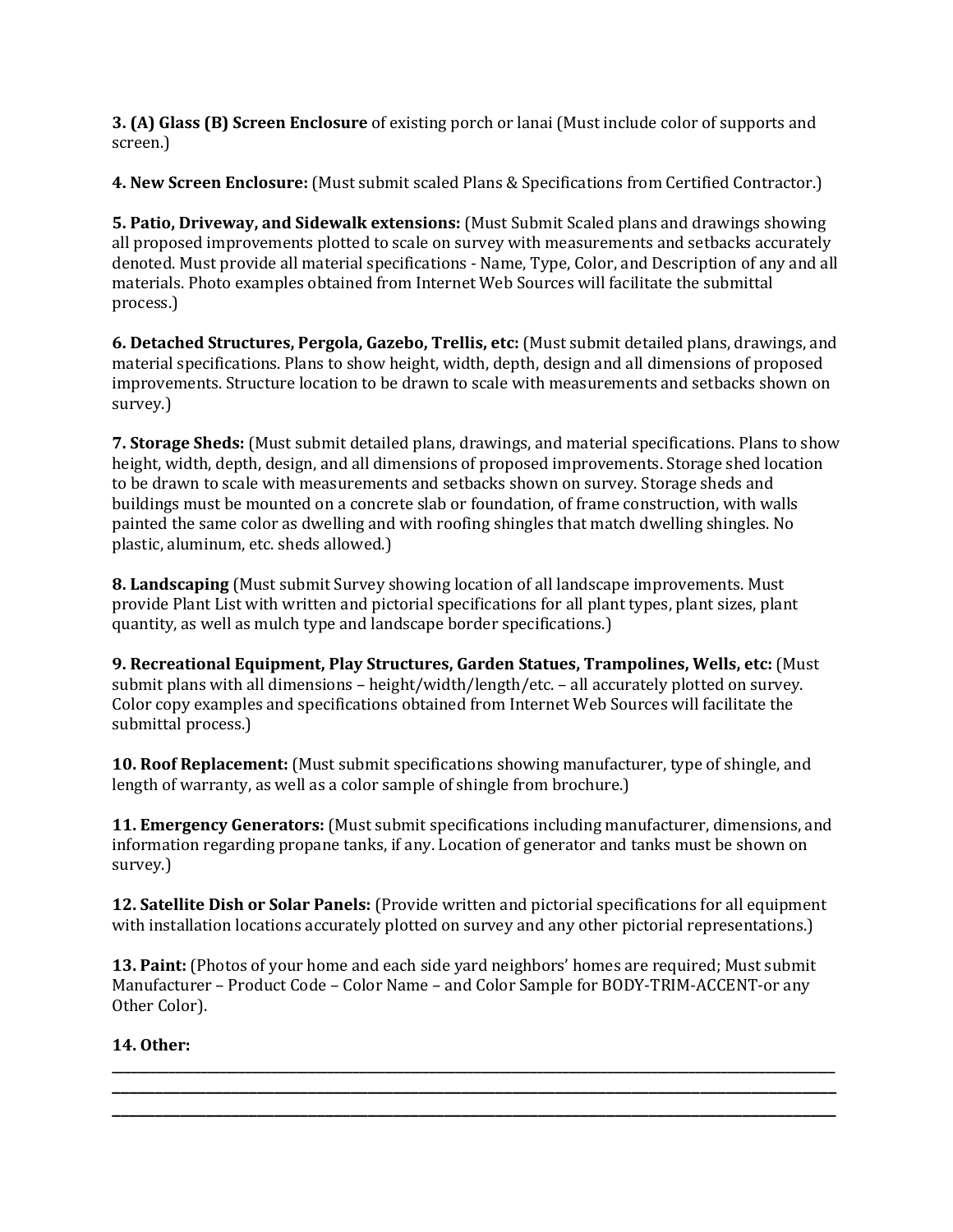**3. (A) Glass (B) Screen Enclosure** of existing porch or lanai (Must include color of supports and screen.)

**4. New Screen Enclosure:** (Must submit scaled Plans & Specifications from Certified Contractor.)

**5. Patio, Driveway, and Sidewalk extensions:** (Must Submit Scaled plans and drawings showing all proposed improvements plotted to scale on survey with measurements and setbacks accurately denoted. Must provide all material specifications - Name, Type, Color, and Description of any and all materials. Photo examples obtained from Internet Web Sources will facilitate the submittal process.)

**6. Detached Structures, Pergola, Gazebo, Trellis, etc:** (Must submit detailed plans, drawings, and material specifications. Plans to show height, width, depth, design and all dimensions of proposed improvements. Structure location to be drawn to scale with measurements and setbacks shown on survey.)

**7. Storage Sheds:** (Must submit detailed plans, drawings, and material specifications. Plans to show height, width, depth, design, and all dimensions of proposed improvements. Storage shed location to be drawn to scale with measurements and setbacks shown on survey. Storage sheds and buildings must be mounted on a concrete slab or foundation, of frame construction, with walls painted the same color as dwelling and with roofing shingles that match dwelling shingles. No plastic, aluminum, etc. sheds allowed.)

**8. Landscaping** (Must submit Survey showing location of all landscape improvements. Must provide Plant List with written and pictorial specifications for all plant types, plant sizes, plant quantity, as well as mulch type and landscape border specifications.)

**9. Recreational Equipment, Play Structures, Garden Statues, Trampolines, Wells, etc:** (Must submit plans with all dimensions – height/width/length/etc. – all accurately plotted on survey. Color copy examples and specifications obtained from Internet Web Sources will facilitate the submittal process.)

**10. Roof Replacement:** (Must submit specifications showing manufacturer, type of shingle, and length of warranty, as well as a color sample of shingle from brochure.)

**11. Emergency Generators:** (Must submit specifications including manufacturer, dimensions, and information regarding propane tanks, if any. Location of generator and tanks must be shown on survey.)

**12. Satellite Dish or Solar Panels:** (Provide written and pictorial specifications for all equipment with installation locations accurately plotted on survey and any other pictorial representations.)

**13. Paint:** (Photos of your home and each side yard neighbors' homes are required; Must submit Manufacturer – Product Code – Color Name – and Color Sample for BODY-TRIM-ACCENT-or any Other Color).

**14. Other:**

\_\_\_\_\_\_\_\_\_\_\_\_\_\_\_\_\_\_\_\_\_\_\_\_\_\_\_\_\_\_\_\_\_\_\_\_\_\_\_\_\_\_\_\_\_\_\_\_\_\_\_\_\_\_\_\_\_\_\_\_\_\_\_\_\_\_\_\_\_\_\_\_\_\_\_\_\_\_

\_\_\_\_\_\_\_\_\_\_\_\_\_\_\_\_\_\_\_\_\_\_\_\_\_\_\_\_\_\_\_\_\_\_\_\_\_\_\_\_\_\_\_\_\_\_\_\_\_\_\_\_\_\_\_\_\_\_\_\_\_\_\_\_\_\_\_\_\_\_\_\_\_\_\_\_\_\_

\_\_\_\_\_\_\_\_\_\_\_\_\_\_\_\_\_\_\_\_\_\_\_\_\_\_\_\_\_\_\_\_\_\_\_\_\_\_\_\_\_\_\_\_\_\_\_\_\_\_\_\_\_\_\_\_\_\_\_\_\_\_\_\_\_\_\_\_\_\_\_\_\_\_\_\_\_\_